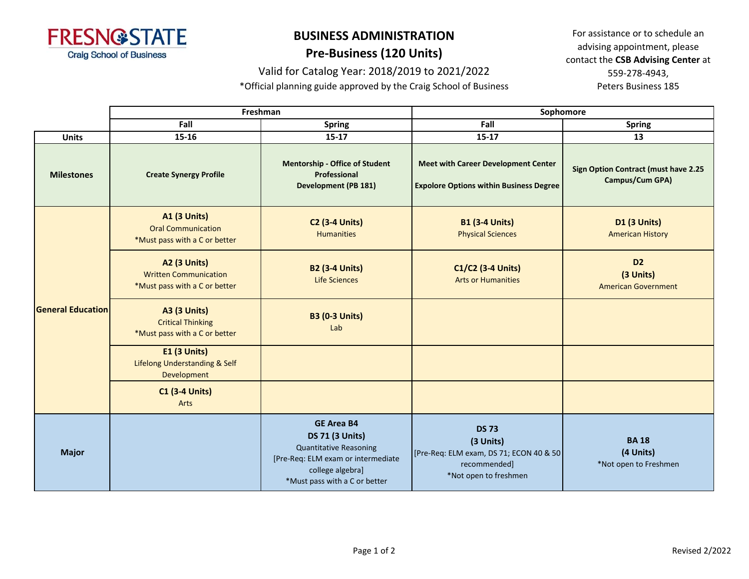FRESNO STATE
Craig School of Business

# BUSINESS ADMINISTRATION

## Pre-Business (120 Units)

Valid for Catalog Year: 2018/2019 to 2021/2022

*Official planning guide approved by the Craig School of Business

For assistance or to schedule an advising appointment, please contact the **CSB Advising Center** at 559-278-4943, Peters Business 185

| | Freshman | | Sophomore | |
|---|---|---|---|---|
| | **Fall** | **Spring** | **Fall** | **Spring** |
| **Units** | **15-16** | **15-17** | **15-17** | **13** |
| **Milestones** | **Create Synergy Profile** | **Mentorship - Office of Student Professional Development (PB 181)** | **Meet with Career Development Center**<br><br>**Expolore Options within Business Degree** | **Sign Option Contract (must have 2.25 Campus/Cum GPA)** |
| **General Education** | **A1 (3 Units)**<br>Oral Communication<br>*Must pass with a C or better | **C2 (3-4 Units)**<br>Humanities | **B1 (3-4 Units)**<br>Physical Sciences | **D1 (3 Units)**<br>American History |
| | **A2 (3 Units)**<br>Written Communication<br>*Must pass with a C or better | **B2 (3-4 Units)**<br>Life Sciences | **C1/C2 (3-4 Units)**<br>Arts or Humanities | **D2**<br>**(3 Units)**<br>American Government |
| | **A3 (3 Units)**<br>Critical Thinking<br>*Must pass with a C or better | **B3 (0-3 Units)**<br>Lab | | |
| | **E1 (3 Units)**<br>Lifelong Understanding & Self Development | | | |
| | **C1 (3-4 Units)**<br>Arts | | | |
| **Major** | | **GE Area B4**<br>**DS 71 (3 Units)**<br>Quantitative Reasoning<br>[Pre-Req: ELM exam or intermediate college algebra]<br>*Must pass with a C or better | **DS 73**<br>**(3 Units)**<br>[Pre-Req: ELM exam, DS 71; ECON 40 & 50 recommended]<br>*Not open to freshmen | **BA 18**<br>**(4 Units)**<br>*Not open to Freshmen |

Revised 2/2022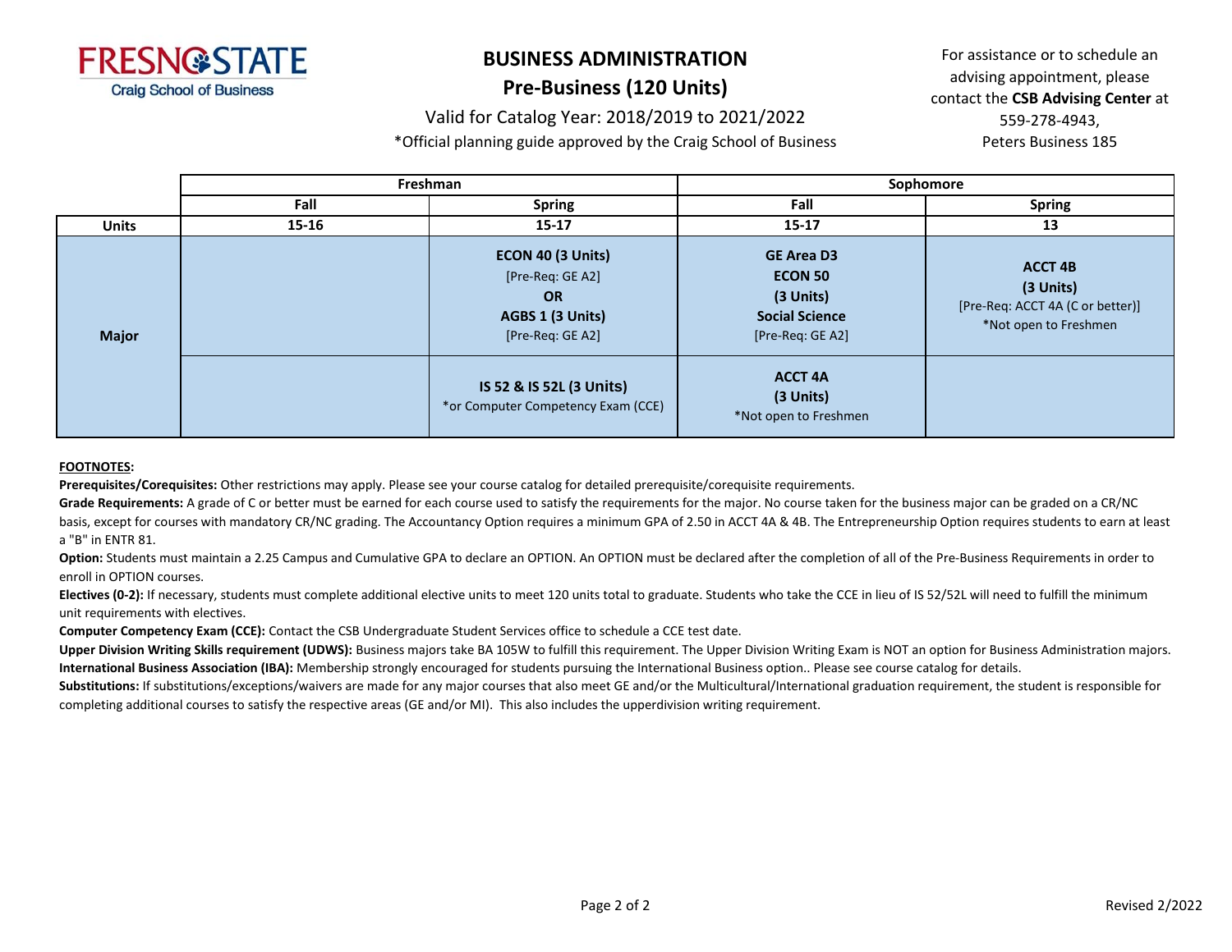# BUSINESS ADMINISTRATION

## Pre-Business (120 Units)

Valid for Catalog Year: 2018/2019 to 2021/2022

*Official planning guide approved by the Craig School of Business

For assistance or to schedule an advising appointment, please contact the **CSB Advising Center** at 559-278-4943, Peters Business 185

| | Freshman | | Sophomore | |
|---|---|---|---|---|
| | **Fall** | **Spring** | **Fall** | **Spring** |
| **Units** | **15-16** | **15-17** | **15-17** | **13** |
| **Major** | | **ECON 40 (3 Units)** [Pre-Req: GE A2] **OR** **AGBS 1 (3 Units)** [Pre-Req: GE A2] | **GE Area D3** **ECON 50** **(3 Units)** **Social Science** [Pre-Req: GE A2] | **ACCT 4B** **(3 Units)** [Pre-Req: ACCT 4A (C or better)] *Not open to Freshmen |
| | | **IS 52 & IS 52L (3 Units)** *or Computer Competency Exam (CCE) | **ACCT 4A** **(3 Units)** *Not open to Freshmen | |

**FOOTNOTES:**

**Prerequisites/Corequisites:** Other restrictions may apply. Please see your course catalog for detailed prerequisite/corequisite requirements.

**Grade Requirements:** A grade of C or better must be earned for each course used to satisfy the requirements for the major. No course taken for the business major can be graded on a CR/NC basis, except for courses with mandatory CR/NC grading. The Accountancy Option requires a minimum GPA of 2.50 in ACCT 4A & 4B. The Entrepreneurship Option requires students to earn at least a "B" in ENTR 81.

**Option:** Students must maintain a 2.25 Campus and Cumulative GPA to declare an OPTION. An OPTION must be declared after the completion of all of the Pre-Business Requirements in order to enroll in OPTION courses.

**Electives (0-2):** If necessary, students must complete additional elective units to meet 120 units total to graduate. Students who take the CCE in lieu of IS 52/52L will need to fulfill the minimum unit requirements with electives.

**Computer Competency Exam (CCE):** Contact the CSB Undergraduate Student Services office to schedule a CCE test date.

**Upper Division Writing Skills requirement (UDWS):** Business majors take BA 105W to fulfill this requirement. The Upper Division Writing Exam is NOT an option for Business Administration majors.

**International Business Association (IBA):** Membership strongly encouraged for students pursuing the International Business option.. Please see course catalog for details.

**Substitutions:** If substitutions/exceptions/waivers are made for any major courses that also meet GE and/or the Multicultural/International graduation requirement, the student is responsible for completing additional courses to satisfy the respective areas (GE and/or MI). This also includes the upperdivision writing requirement.

Revised 2/2022